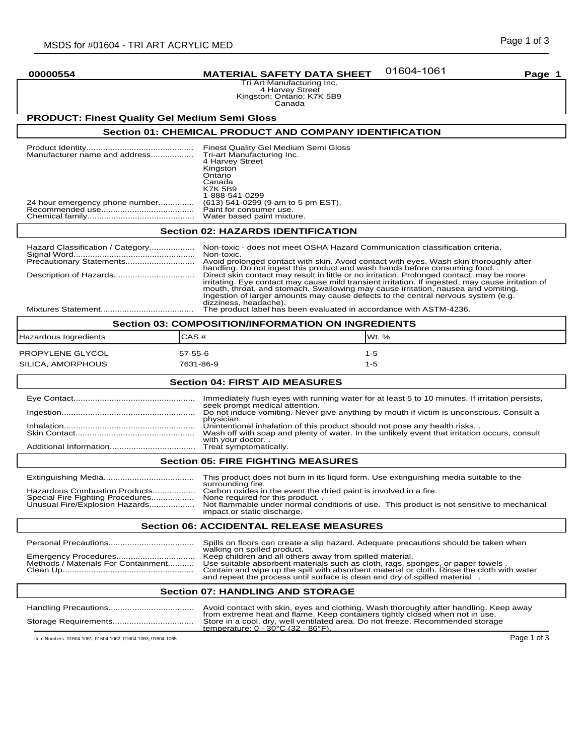**00000554** **MATERIAL SAFETY DATA SHEET** 01604-1061 **Page 1**

Tri Art Manufacturing Inc.
4 Harvey Street
Kingston; Ontario; K7K 5B9
Canada

## PRODUCT: Finest Quality Gel Medium Semi Gloss

### Section 01: CHEMICAL PRODUCT AND COMPANY IDENTIFICATION

Product Identity............................................ Finest Quality Gel Medium Semi Gloss
Manufacturer name and address................. Tri-art Manufacturing Inc.
4 Harvey Street
Kingston
Ontario
Canada
K7K 5B9
1-888-541-0299
24 hour emergency phone number.............. (613) 541-0299 (9 am to 5 pm EST).
Recommended use...................................... Paint for consumer use.
Chemical family............................................ Water based paint mixture.

### Section 02: HAZARDS IDENTIFICATION

Hazard Classification / Category.................. Non-toxic - does not meet OSHA Hazard Communication classification criteria.
Signal Word.................................................. Non-toxic.
Precautionary Statements............................ Avoid prolonged contact with skin. Avoid contact with eyes. Wash skin thoroughly after handling. Do not ingest this product and wash hands before consuming food. .
Description of Hazards................................. Direct skin contact may result in little or no irritation. Prolonged contact, may be more irritating. Eye contact may cause mild transient irritation. If ingested, may cause irritation of mouth, throat, and stomach. Swallowing may cause irritation, nausea and vomiting. Ingestion of larger amounts may cause defects to the central nervous system (e.g. dizziness, headache).
Mixtures Statement...................................... The product label has been evaluated in accordance with ASTM-4236.

### Section 03: COMPOSITION/INFORMATION ON INGREDIENTS

| Hazardous Ingredients | CAS # | Wt. % |
|---|---|---|
| PROPYLENE GLYCOL | 57-55-6 | 1-5 |
| SILICA, AMORPHOUS | 7631-86-9 | 1-5 |

### Section 04: FIRST AID MEASURES

Eye Contact.................................................. Immediately flush eyes with running water for at least 5 to 10 minutes. If irritation persists, seek prompt medical attention.
Ingestion....................................................... Do not induce vomiting. Never give anything by mouth if victim is unconscious. Consult a physician.
Inhalation...................................................... Unintentional inhalation of this product should not pose any health risks. .
Skin Contact................................................. Wash off with soap and plenty of water. In the unlikely event that irritation occurs, consult with your doctor. .
Additional Information.................................. Treat symptomatically.

### Section 05: FIRE FIGHTING MEASURES

Extinguishing Media..................................... This product does not burn in its liquid form. Use extinguishing media suitable to the surrounding fire.
Hazardous Combustion Products................. Carbon oxides in the event the dried paint is involved in a fire.
Special Fire Fighting Procedures................. None required for this product. .
Unusual Fire/Explosion Hazards.................. Not flammable under normal conditions of use. This product is not sensitive to mechanical impact or static discharge.

### Section 06: ACCIDENTAL RELEASE MEASURES

Personal Precautions................................... Spills on floors can create a slip hazard. Adequate precautions should be taken when walking on spilled product.
Emergency Procedures................................ Keep children and all others away from spilled material.
Methods / Materials For Containment........... Use suitable absorbent materials such as cloth, rags, sponges, or paper towels .
Clean Up...................................................... Contain and wipe up the spill with absorbent material or cloth. Rinse the cloth with water and repeat the process until surface is clean and dry of spilled material .

### Section 07: HANDLING AND STORAGE

Handling Precautions................................... Avoid contact with skin, eyes and clothing. Wash thoroughly after handling. Keep away from extreme heat and flame. Keep containers tightly closed when not in use.
Storage Requirements................................. Store in a cool, dry, well ventilated area. Do not freeze. Recommended storage temperature: 0 - 30°C (32 - 86°F).

Item Numbers: 01604-1061, 01604-1062, 01604-1063, 01604-1065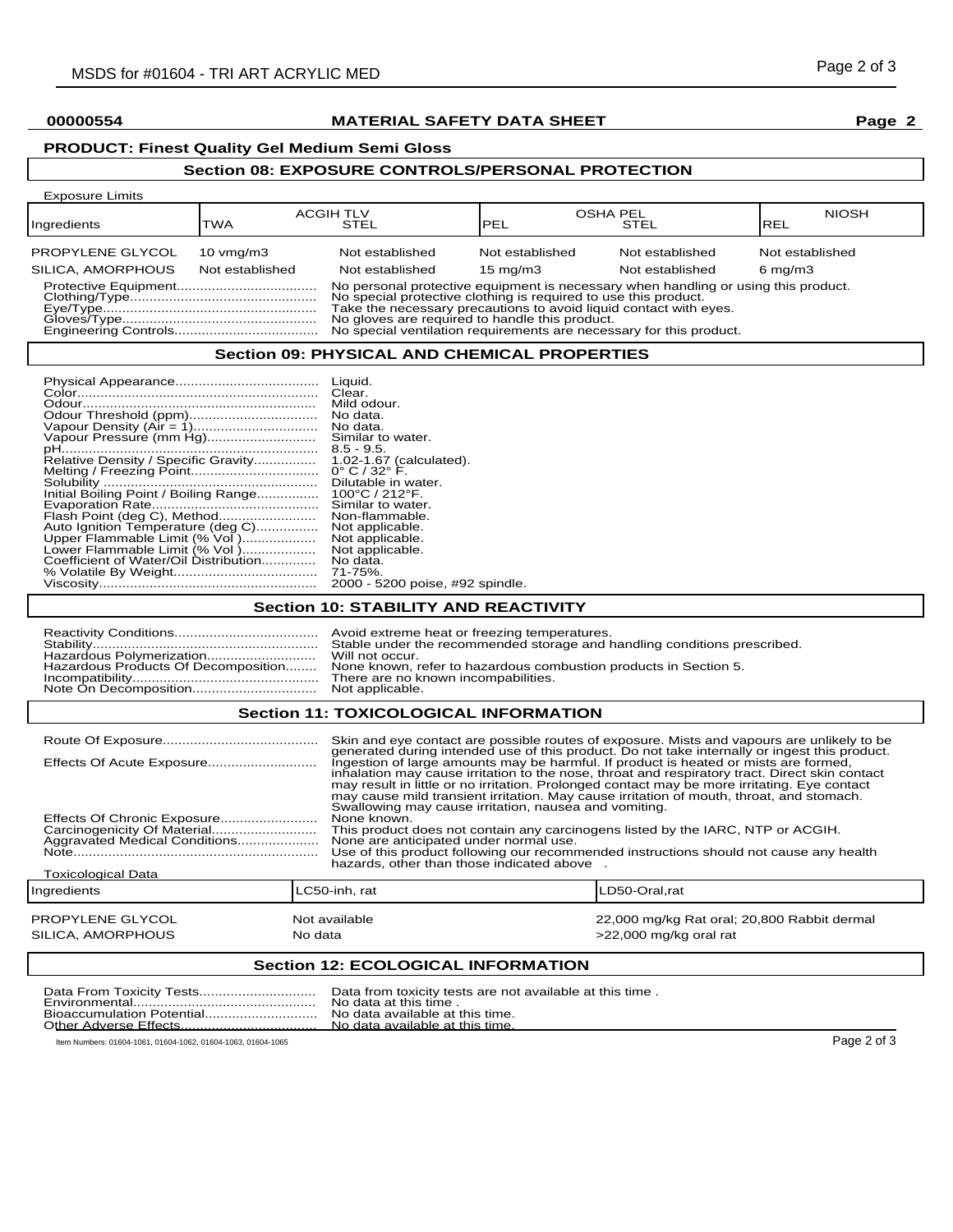**00000554** **MATERIAL SAFETY DATA SHEET** **Page 2**

**PRODUCT: Finest Quality Gel Medium Semi Gloss**

## Section 08: EXPOSURE CONTROLS/PERSONAL PROTECTION

Exposure Limits

| Ingredients | ACGIH TLV TWA | ACGIH TLV STEL | OSHA PEL PEL | OSHA PEL STEL | NIOSH REL |
|---|---|---|---|---|---|
| PROPYLENE GLYCOL | 10 vmg/m3 | Not established | Not established | Not established | Not established |
| SILICA, AMORPHOUS | Not established | Not established | 15 mg/m3 | Not established | 6 mg/m3 |

Protective Equipment.................................... No personal protective equipment is necessary when handling or using this product.
Clothing/Type................................................ No special protective clothing is required to use this product.
Eye/Type....................................................... Take the necessary precautions to avoid liquid contact with eyes.
Gloves/Type................................................... No gloves are required to handle this product.
Engineering Controls..................................... No special ventilation requirements are necessary for this product.

## Section 09: PHYSICAL AND CHEMICAL PROPERTIES

Physical Appearance.................................... Liquid.
Color............................................................. Clear.
Odour............................................................ Mild odour.
Odour Threshold (ppm)................................. No data.
Vapour Density (Air = 1)................................ No data.
Vapour Pressure (mm Hg)............................. Similar to water.
pH................................................................. 8.5 - 9.5.
Relative Density / Specific Gravity................ 1.02-1.67 (calculated).
Melting / Freezing Point................................. 0° C / 32° F.
Solubility ....................................................... Dilutable in water.
Initial Boiling Point / Boiling Range................ 100°C / 212°F.
Evaporation Rate........................................... Similar to water.
Flash Point (deg C), Method.......................... Non-flammable.
Auto Ignition Temperature (deg C)................ Not applicable.
Upper Flammable Limit (% Vol )................... Not applicable.
Lower Flammable Limit (% Vol )................... Not applicable.
Coefficient of Water/Oil Distribution.............. No data.
% Volatile By Weight..................................... 71-75%.
Viscosity........................................................ 2000 - 5200 poise, #92 spindle.

## Section 10: STABILITY AND REACTIVITY

Reactivity Conditions.................................... Avoid extreme heat or freezing temperatures.
Stability......................................................... Stable under the recommended storage and handling conditions prescribed.
Hazardous Polymerization............................. Will not occur.
Hazardous Products Of Decomposition........ None known, refer to hazardous combustion products in Section 5.
Incompatibility............................................... There are no known incompatibilities.
Note On Decomposition................................ Not applicable.

## Section 11: TOXICOLOGICAL INFORMATION

Route Of Exposure........................................ Skin and eye contact are possible routes of exposure. Mists and vapours are unlikely to be generated during intended use of this product. Do not take internally or ingest this product.
Effects Of Acute Exposure............................ Ingestion of large amounts may be harmful. If product is heated or mists are formed, inhalation may cause irritation to the nose, throat and respiratory tract. Direct skin contact may result in little or no irritation. Prolonged contact may be more irritating. Eye contact may cause mild transient irritation. May cause irritation of mouth, throat, and stomach. Swallowing may cause irritation, nausea and vomiting.
Effects Of Chronic Exposure......................... None known.
Carcinogenicity Of Material........................... This product does not contain any carcinogens listed by the IARC, NTP or ACGIH.
Aggravated Medical Conditions..................... None are anticipated under normal use.
Note.............................................................. Use of this product following our recommended instructions should not cause any health hazards, other than those indicated above .

Toxicological Data

| Ingredients | LC50-inh, rat | LD50-Oral,rat |
|---|---|---|
| PROPYLENE GLYCOL | Not available | 22,000 mg/kg Rat oral; 20,800 Rabbit dermal |
| SILICA, AMORPHOUS | No data | >22,000 mg/kg oral rat |

## Section 12: ECOLOGICAL INFORMATION

Data From Toxicity Tests............................... Data from toxicity tests are not available at this time .
Environmental............................................... No data at this time .
Bioaccumulation Potential............................. No data available at this time.
Other Adverse Effects................................... No data available at this time.

Item Numbers: 01604-1061, 01604-1062, 01604-1063, 01604-1065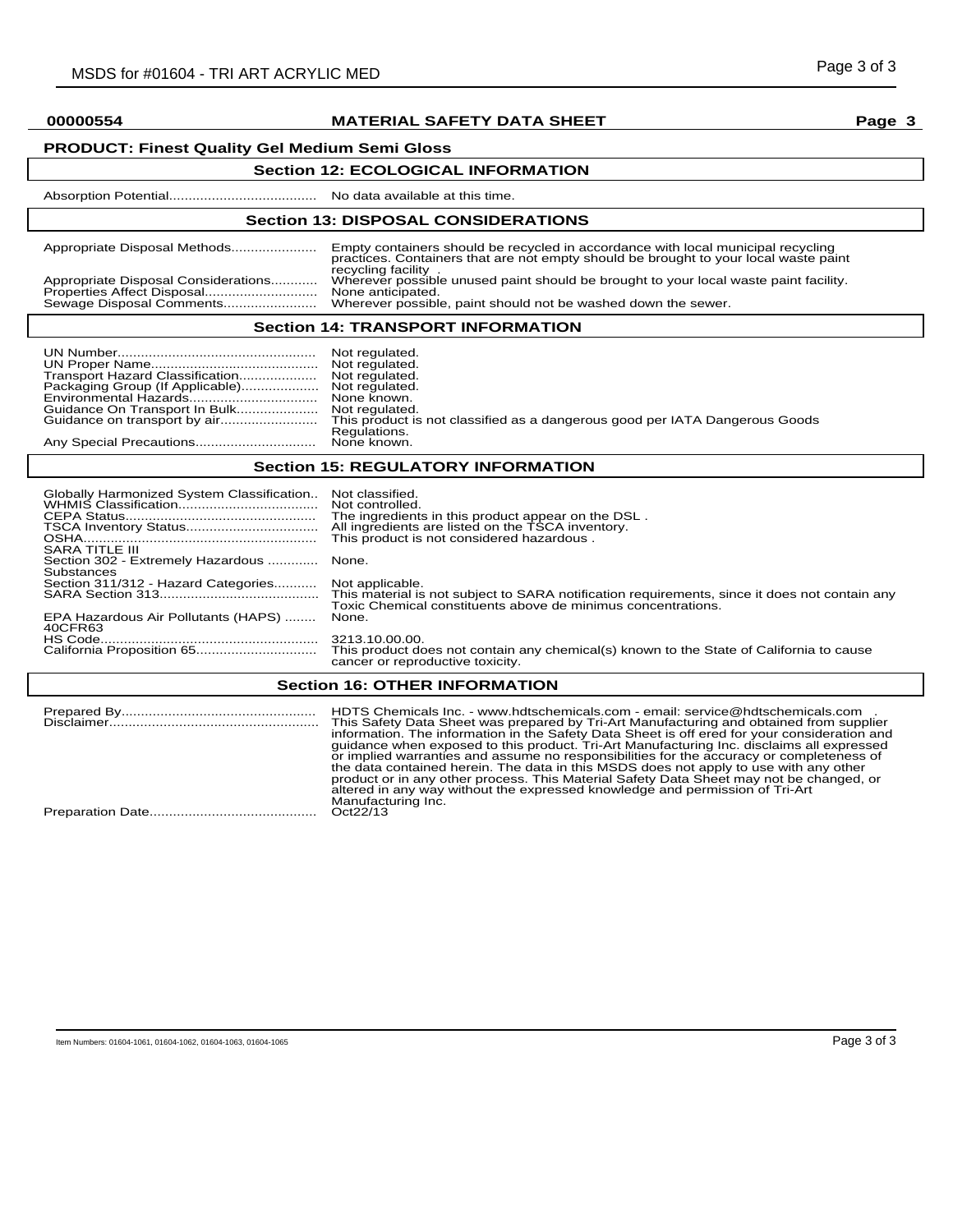**00000554** **MATERIAL SAFETY DATA SHEET** **Page 3**

**PRODUCT: Finest Quality Gel Medium Semi Gloss**

## Section 12: ECOLOGICAL INFORMATION

| | |
|---|---|
| Absorption Potential..................................... | No data available at this time. |

## Section 13: DISPOSAL CONSIDERATIONS

| | |
|---|---|
| Appropriate Disposal Methods...................... | Empty containers should be recycled in accordance with local municipal recycling practices. Containers that are not empty should be brought to your local waste paint recycling facility . |
| Appropriate Disposal Considerations............ | Wherever possible unused paint should be brought to your local waste paint facility. |
| Properties Affect Disposal............................ | None anticipated. |
| Sewage Disposal Comments........................ | Wherever possible, paint should not be washed down the sewer. |

## Section 14: TRANSPORT INFORMATION

| | |
|---|---|
| UN Number................................................... | Not regulated. |
| UN Proper Name........................................... | Not regulated. |
| Transport Hazard Classification.................... | Not regulated. |
| Packaging Group (If Applicable).................... | Not regulated. |
| Environmental Hazards................................. | None known. |
| Guidance On Transport In Bulk..................... | Not regulated. |
| Guidance on transport by air......................... | This product is not classified as a dangerous good per IATA Dangerous Goods Regulations. |
| Any Special Precautions............................... | None known. |

## Section 15: REGULATORY INFORMATION

| | |
|---|---|
| Globally Harmonized System Classification.. | Not classified. |
| WHMIS Classification................................... | Not controlled. |
| CEPA Status................................................. | The ingredients in this product appear on the DSL . |
| TSCA Inventory Status................................. | All ingredients are listed on the TSCA inventory. |
| OSHA........................................................... | This product is not considered hazardous . |
| SARA TITLE III | |
| Section 302 - Extremely Hazardous ............ Substances | None. |
| Section 311/312 - Hazard Categories........... | Not applicable. |
| SARA Section 313......................................... | This material is not subject to SARA notification requirements, since it does not contain any Toxic Chemical constituents above de minimus concentrations. |
| EPA Hazardous Air Pollutants (HAPS) ........ 40CFR63 | None. |
| HS Code....................................................... | 3213.10.00.00. |
| California Proposition 65.............................. | This product does not contain any chemical(s) known to the State of California to cause cancer or reproductive toxicity. |

## Section 16: OTHER INFORMATION

| | |
|---|---|
| Prepared By................................................. | HDTS Chemicals Inc. - www.hdtschemicals.com - email: service@hdtschemicals.com . |
| Disclaimer..................................................... | This Safety Data Sheet was prepared by Tri-Art Manufacturing and obtained from supplier information. The information in the Safety Data Sheet is off ered for your consideration and guidance when exposed to this product. Tri-Art Manufacturing Inc. disclaims all expressed or implied warranties and assume no responsibilities for the accuracy or completeness of the data contained herein. The data in this MSDS does not apply to use with any other product or in any other process. This Material Safety Data Sheet may not be changed, or altered in any way without the expressed knowledge and permission of Tri-Art Manufacturing Inc. |
| Preparation Date.......................................... | Oct22/13 |

Item Numbers: 01604-1061, 01604-1062, 01604-1063, 01604-1065